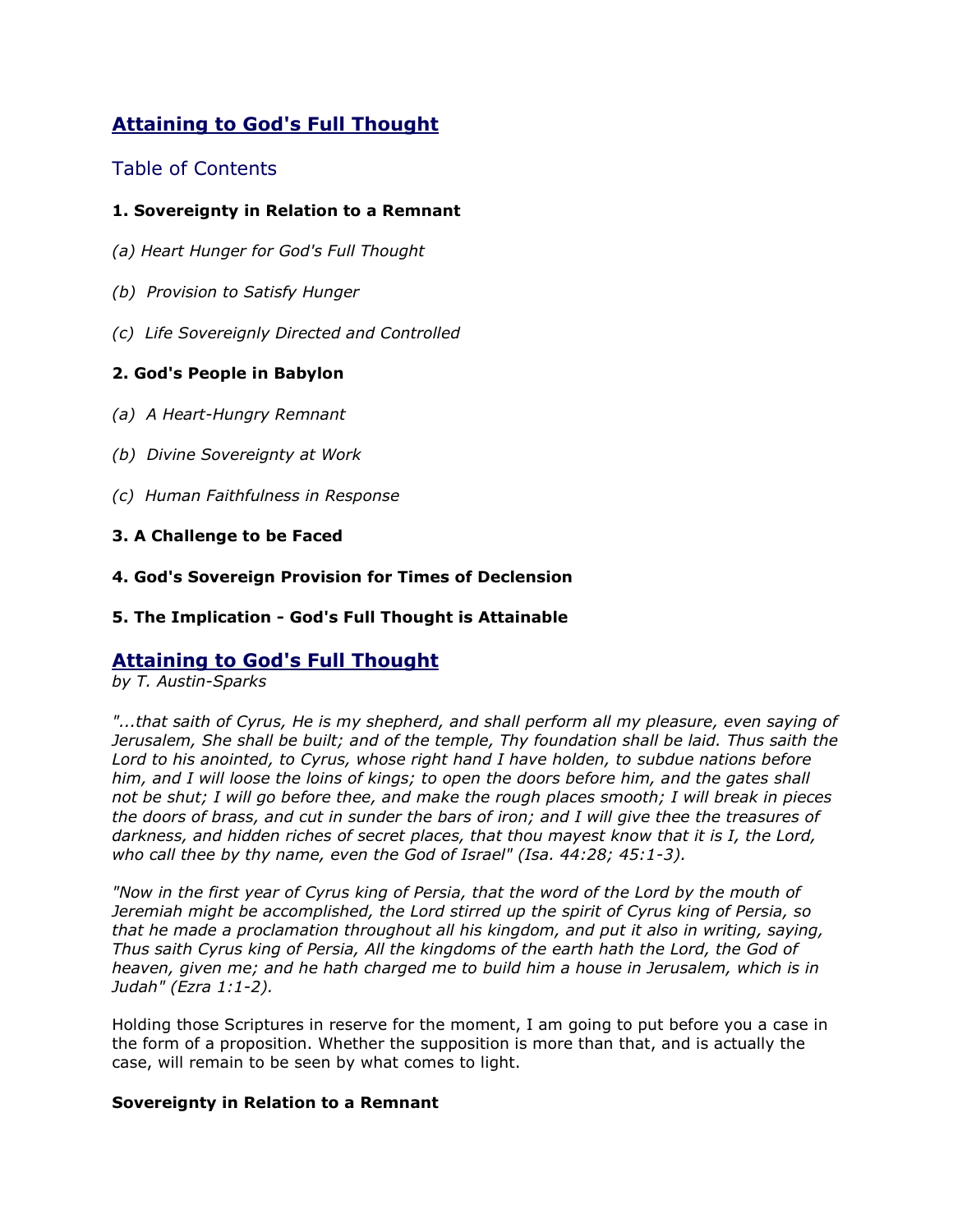# Attaining to God's Full Thought

## Table of Contents

**1. Sovereignty in Relation to a Remnant**

*(a) Heart Hunger for God's Full Thought*

*(b) Provision to Satisfy Hunger*

*(c) Life Sovereignly Directed and Controlled*

**2. God's People in Babylon**

*(a) A Heart-Hungry Remnant*

*(b) Divine Sovereignty at Work*

*(c) Human Faithfulness in Response*

**3. A Challenge to be Faced**

**4. God's Sovereign Provision for Times of Declension**

**5. The Implication - God's Full Thought is Attainable**

# Attaining to God's Full Thought

*by T. Austin-Sparks*

*"...that saith of Cyrus, He is my shepherd, and shall perform all my pleasure, even saying of Jerusalem, She shall be built; and of the temple, Thy foundation shall be laid. Thus saith the Lord to his anointed, to Cyrus, whose right hand I have holden, to subdue nations before him, and I will loose the loins of kings; to open the doors before him, and the gates shall not be shut; I will go before thee, and make the rough places smooth; I will break in pieces the doors of brass, and cut in sunder the bars of iron; and I will give thee the treasures of darkness, and hidden riches of secret places, that thou mayest know that it is I, the Lord, who call thee by thy name, even the God of Israel" (Isa. 44:28; 45:1-3).*

*"Now in the first year of Cyrus king of Persia, that the word of the Lord by the mouth of Jeremiah might be accomplished, the Lord stirred up the spirit of Cyrus king of Persia, so that he made a proclamation throughout all his kingdom, and put it also in writing, saying, Thus saith Cyrus king of Persia, All the kingdoms of the earth hath the Lord, the God of heaven, given me; and he hath charged me to build him a house in Jerusalem, which is in Judah" (Ezra 1:1-2).*

Holding those Scriptures in reserve for the moment, I am going to put before you a case in the form of a proposition. Whether the supposition is more than that, and is actually the case, will remain to be seen by what comes to light.

**Sovereignty in Relation to a Remnant**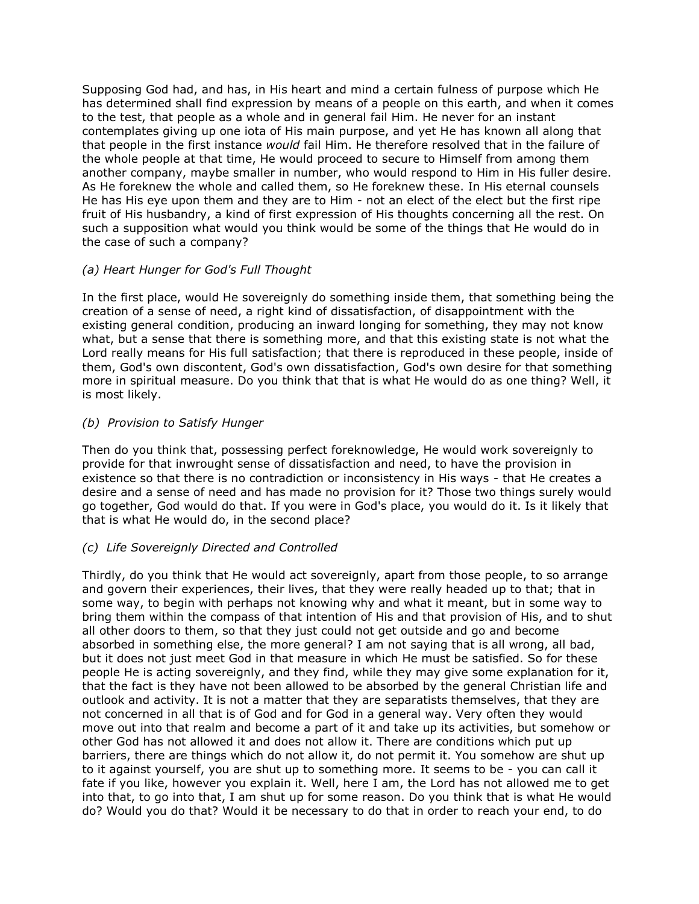Supposing God had, and has, in His heart and mind a certain fulness of purpose which He has determined shall find expression by means of a people on this earth, and when it comes to the test, that people as a whole and in general fail Him. He never for an instant contemplates giving up one iota of His main purpose, and yet He has known all along that that people in the first instance *would* fail Him. He therefore resolved that in the failure of the whole people at that time, He would proceed to secure to Himself from among them another company, maybe smaller in number, who would respond to Him in His fuller desire. As He foreknew the whole and called them, so He foreknew these. In His eternal counsels He has His eye upon them and they are to Him - not an elect of the elect but the first ripe fruit of His husbandry, a kind of first expression of His thoughts concerning all the rest. On such a supposition what would you think would be some of the things that He would do in the case of such a company?

*(a) Heart Hunger for God's Full Thought*

In the first place, would He sovereignly do something inside them, that something being the creation of a sense of need, a right kind of dissatisfaction, of disappointment with the existing general condition, producing an inward longing for something, they may not know what, but a sense that there is something more, and that this existing state is not what the Lord really means for His full satisfaction; that there is reproduced in these people, inside of them, God's own discontent, God's own dissatisfaction, God's own desire for that something more in spiritual measure. Do you think that that is what He would do as one thing? Well, it is most likely.

*(b) Provision to Satisfy Hunger*

Then do you think that, possessing perfect foreknowledge, He would work sovereignly to provide for that inwrought sense of dissatisfaction and need, to have the provision in existence so that there is no contradiction or inconsistency in His ways - that He creates a desire and a sense of need and has made no provision for it? Those two things surely would go together, God would do that. If you were in God's place, you would do it. Is it likely that that is what He would do, in the second place?

*(c) Life Sovereignly Directed and Controlled*

Thirdly, do you think that He would act sovereignly, apart from those people, to so arrange and govern their experiences, their lives, that they were really headed up to that; that in some way, to begin with perhaps not knowing why and what it meant, but in some way to bring them within the compass of that intention of His and that provision of His, and to shut all other doors to them, so that they just could not get outside and go and become absorbed in something else, the more general? I am not saying that is all wrong, all bad, but it does not just meet God in that measure in which He must be satisfied. So for these people He is acting sovereignly, and they find, while they may give some explanation for it, that the fact is they have not been allowed to be absorbed by the general Christian life and outlook and activity. It is not a matter that they are separatists themselves, that they are not concerned in all that is of God and for God in a general way. Very often they would move out into that realm and become a part of it and take up its activities, but somehow or other God has not allowed it and does not allow it. There are conditions which put up barriers, there are things which do not allow it, do not permit it. You somehow are shut up to it against yourself, you are shut up to something more. It seems to be - you can call it fate if you like, however you explain it. Well, here I am, the Lord has not allowed me to get into that, to go into that, I am shut up for some reason. Do you think that is what He would do? Would you do that? Would it be necessary to do that in order to reach your end, to do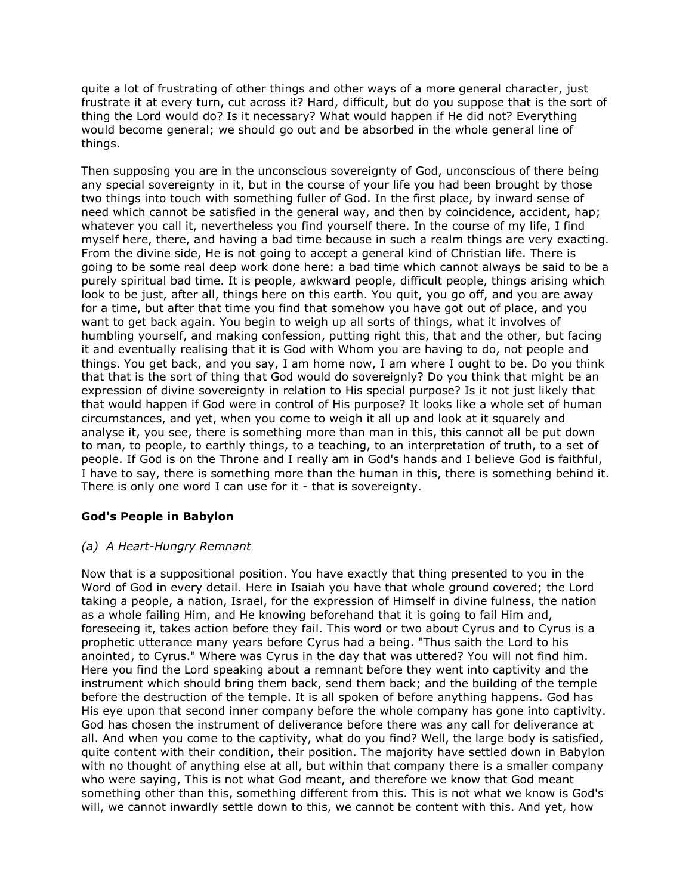quite a lot of frustrating of other things and other ways of a more general character, just frustrate it at every turn, cut across it? Hard, difficult, but do you suppose that is the sort of thing the Lord would do? Is it necessary? What would happen if He did not? Everything would become general; we should go out and be absorbed in the whole general line of things.

Then supposing you are in the unconscious sovereignty of God, unconscious of there being any special sovereignty in it, but in the course of your life you had been brought by those two things into touch with something fuller of God. In the first place, by inward sense of need which cannot be satisfied in the general way, and then by coincidence, accident, hap; whatever you call it, nevertheless you find yourself there. In the course of my life, I find myself here, there, and having a bad time because in such a realm things are very exacting. From the divine side, He is not going to accept a general kind of Christian life. There is going to be some real deep work done here: a bad time which cannot always be said to be a purely spiritual bad time. It is people, awkward people, difficult people, things arising which look to be just, after all, things here on this earth. You quit, you go off, and you are away for a time, but after that time you find that somehow you have got out of place, and you want to get back again. You begin to weigh up all sorts of things, what it involves of humbling yourself, and making confession, putting right this, that and the other, but facing it and eventually realising that it is God with Whom you are having to do, not people and things. You get back, and you say, I am home now, I am where I ought to be. Do you think that that is the sort of thing that God would do sovereignly? Do you think that might be an expression of divine sovereignty in relation to His special purpose? Is it not just likely that that would happen if God were in control of His purpose? It looks like a whole set of human circumstances, and yet, when you come to weigh it all up and look at it squarely and analyse it, you see, there is something more than man in this, this cannot all be put down to man, to people, to earthly things, to a teaching, to an interpretation of truth, to a set of people. If God is on the Throne and I really am in God's hands and I believe God is faithful, I have to say, there is something more than the human in this, there is something behind it. There is only one word I can use for it - that is sovereignty.

### God's People in Babylon

*(a) A Heart-Hungry Remnant*

Now that is a suppositional position. You have exactly that thing presented to you in the Word of God in every detail. Here in Isaiah you have that whole ground covered; the Lord taking a people, a nation, Israel, for the expression of Himself in divine fulness, the nation as a whole failing Him, and He knowing beforehand that it is going to fail Him and, foreseeing it, takes action before they fail. This word or two about Cyrus and to Cyrus is a prophetic utterance many years before Cyrus had a being. "Thus saith the Lord to his anointed, to Cyrus." Where was Cyrus in the day that was uttered? You will not find him. Here you find the Lord speaking about a remnant before they went into captivity and the instrument which should bring them back, send them back; and the building of the temple before the destruction of the temple. It is all spoken of before anything happens. God has His eye upon that second inner company before the whole company has gone into captivity. God has chosen the instrument of deliverance before there was any call for deliverance at all. And when you come to the captivity, what do you find? Well, the large body is satisfied, quite content with their condition, their position. The majority have settled down in Babylon with no thought of anything else at all, but within that company there is a smaller company who were saying, This is not what God meant, and therefore we know that God meant something other than this, something different from this. This is not what we know is God's will, we cannot inwardly settle down to this, we cannot be content with this. And yet, how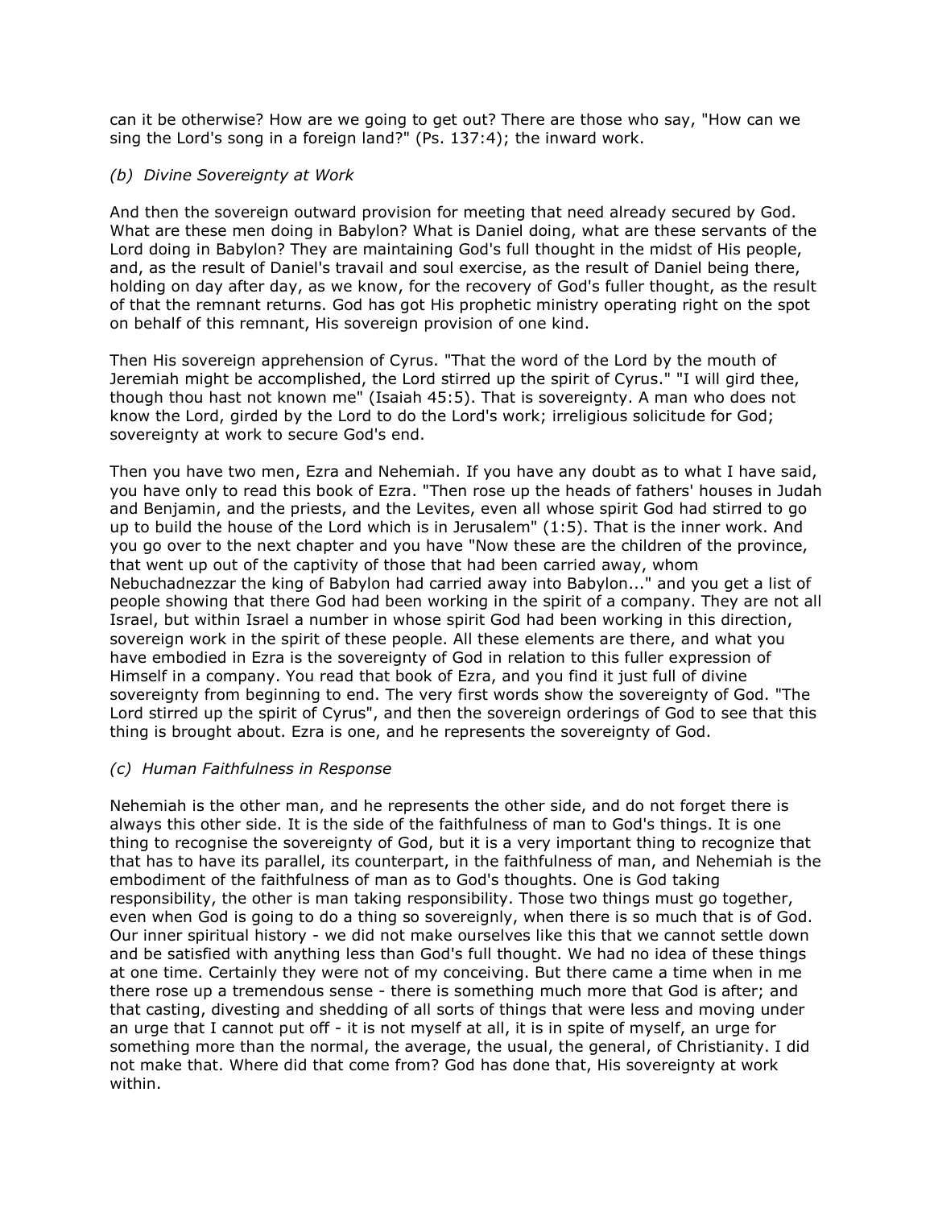can it be otherwise? How are we going to get out? There are those who say, "How can we sing the Lord's song in a foreign land?" (Ps. 137:4); the inward work.

*(b) Divine Sovereignty at Work*

And then the sovereign outward provision for meeting that need already secured by God. What are these men doing in Babylon? What is Daniel doing, what are these servants of the Lord doing in Babylon? They are maintaining God's full thought in the midst of His people, and, as the result of Daniel's travail and soul exercise, as the result of Daniel being there, holding on day after day, as we know, for the recovery of God's fuller thought, as the result of that the remnant returns. God has got His prophetic ministry operating right on the spot on behalf of this remnant, His sovereign provision of one kind.

Then His sovereign apprehension of Cyrus. "That the word of the Lord by the mouth of Jeremiah might be accomplished, the Lord stirred up the spirit of Cyrus." "I will gird thee, though thou hast not known me" (Isaiah 45:5). That is sovereignty. A man who does not know the Lord, girded by the Lord to do the Lord's work; irreligious solicitude for God; sovereignty at work to secure God's end.

Then you have two men, Ezra and Nehemiah. If you have any doubt as to what I have said, you have only to read this book of Ezra. "Then rose up the heads of fathers' houses in Judah and Benjamin, and the priests, and the Levites, even all whose spirit God had stirred to go up to build the house of the Lord which is in Jerusalem" (1:5). That is the inner work. And you go over to the next chapter and you have "Now these are the children of the province, that went up out of the captivity of those that had been carried away, whom Nebuchadnezzar the king of Babylon had carried away into Babylon..." and you get a list of people showing that there God had been working in the spirit of a company. They are not all Israel, but within Israel a number in whose spirit God had been working in this direction, sovereign work in the spirit of these people. All these elements are there, and what you have embodied in Ezra is the sovereignty of God in relation to this fuller expression of Himself in a company. You read that book of Ezra, and you find it just full of divine sovereignty from beginning to end. The very first words show the sovereignty of God. "The Lord stirred up the spirit of Cyrus", and then the sovereign orderings of God to see that this thing is brought about. Ezra is one, and he represents the sovereignty of God.

*(c) Human Faithfulness in Response*

Nehemiah is the other man, and he represents the other side, and do not forget there is always this other side. It is the side of the faithfulness of man to God's things. It is one thing to recognise the sovereignty of God, but it is a very important thing to recognize that that has to have its parallel, its counterpart, in the faithfulness of man, and Nehemiah is the embodiment of the faithfulness of man as to God's thoughts. One is God taking responsibility, the other is man taking responsibility. Those two things must go together, even when God is going to do a thing so sovereignly, when there is so much that is of God. Our inner spiritual history - we did not make ourselves like this that we cannot settle down and be satisfied with anything less than God's full thought. We had no idea of these things at one time. Certainly they were not of my conceiving. But there came a time when in me there rose up a tremendous sense - there is something much more that God is after; and that casting, divesting and shedding of all sorts of things that were less and moving under an urge that I cannot put off - it is not myself at all, it is in spite of myself, an urge for something more than the normal, the average, the usual, the general, of Christianity. I did not make that. Where did that come from? God has done that, His sovereignty at work within.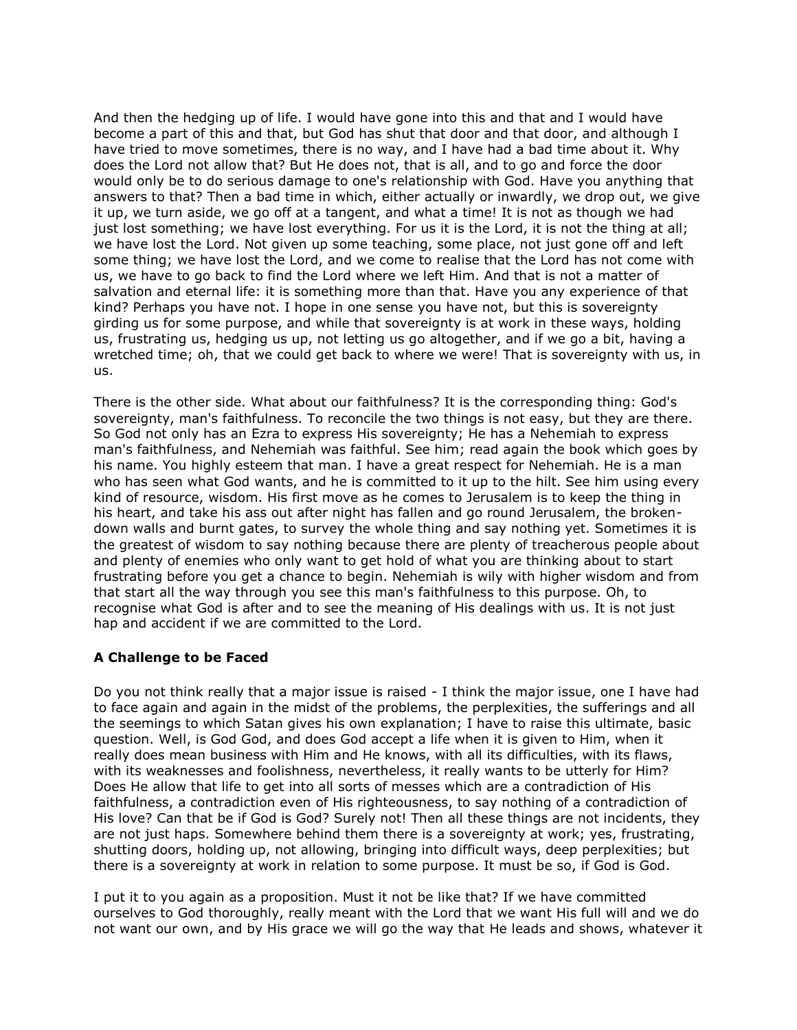And then the hedging up of life. I would have gone into this and that and I would have become a part of this and that, but God has shut that door and that door, and although I have tried to move sometimes, there is no way, and I have had a bad time about it. Why does the Lord not allow that? But He does not, that is all, and to go and force the door would only be to do serious damage to one's relationship with God. Have you anything that answers to that? Then a bad time in which, either actually or inwardly, we drop out, we give it up, we turn aside, we go off at a tangent, and what a time! It is not as though we had just lost something; we have lost everything. For us it is the Lord, it is not the thing at all; we have lost the Lord. Not given up some teaching, some place, not just gone off and left some thing; we have lost the Lord, and we come to realise that the Lord has not come with us, we have to go back to find the Lord where we left Him. And that is not a matter of salvation and eternal life: it is something more than that. Have you any experience of that kind? Perhaps you have not. I hope in one sense you have not, but this is sovereignty girding us for some purpose, and while that sovereignty is at work in these ways, holding us, frustrating us, hedging us up, not letting us go altogether, and if we go a bit, having a wretched time; oh, that we could get back to where we were! That is sovereignty with us, in us.

There is the other side. What about our faithfulness? It is the corresponding thing: God's sovereignty, man's faithfulness. To reconcile the two things is not easy, but they are there. So God not only has an Ezra to express His sovereignty; He has a Nehemiah to express man's faithfulness, and Nehemiah was faithful. See him; read again the book which goes by his name. You highly esteem that man. I have a great respect for Nehemiah. He is a man who has seen what God wants, and he is committed to it up to the hilt. See him using every kind of resource, wisdom. His first move as he comes to Jerusalem is to keep the thing in his heart, and take his ass out after night has fallen and go round Jerusalem, the broken-down walls and burnt gates, to survey the whole thing and say nothing yet. Sometimes it is the greatest of wisdom to say nothing because there are plenty of treacherous people about and plenty of enemies who only want to get hold of what you are thinking about to start frustrating before you get a chance to begin. Nehemiah is wily with higher wisdom and from that start all the way through you see this man's faithfulness to this purpose. Oh, to recognise what God is after and to see the meaning of His dealings with us. It is not just hap and accident if we are committed to the Lord.

### A Challenge to be Faced

Do you not think really that a major issue is raised - I think the major issue, one I have had to face again and again in the midst of the problems, the perplexities, the sufferings and all the seemings to which Satan gives his own explanation; I have to raise this ultimate, basic question. Well, is God God, and does God accept a life when it is given to Him, when it really does mean business with Him and He knows, with all its difficulties, with its flaws, with its weaknesses and foolishness, nevertheless, it really wants to be utterly for Him? Does He allow that life to get into all sorts of messes which are a contradiction of His faithfulness, a contradiction even of His righteousness, to say nothing of a contradiction of His love? Can that be if God is God? Surely not! Then all these things are not incidents, they are not just haps. Somewhere behind them there is a sovereignty at work; yes, frustrating, shutting doors, holding up, not allowing, bringing into difficult ways, deep perplexities; but there is a sovereignty at work in relation to some purpose. It must be so, if God is God.

I put it to you again as a proposition. Must it not be like that? If we have committed ourselves to God thoroughly, really meant with the Lord that we want His full will and we do not want our own, and by His grace we will go the way that He leads and shows, whatever it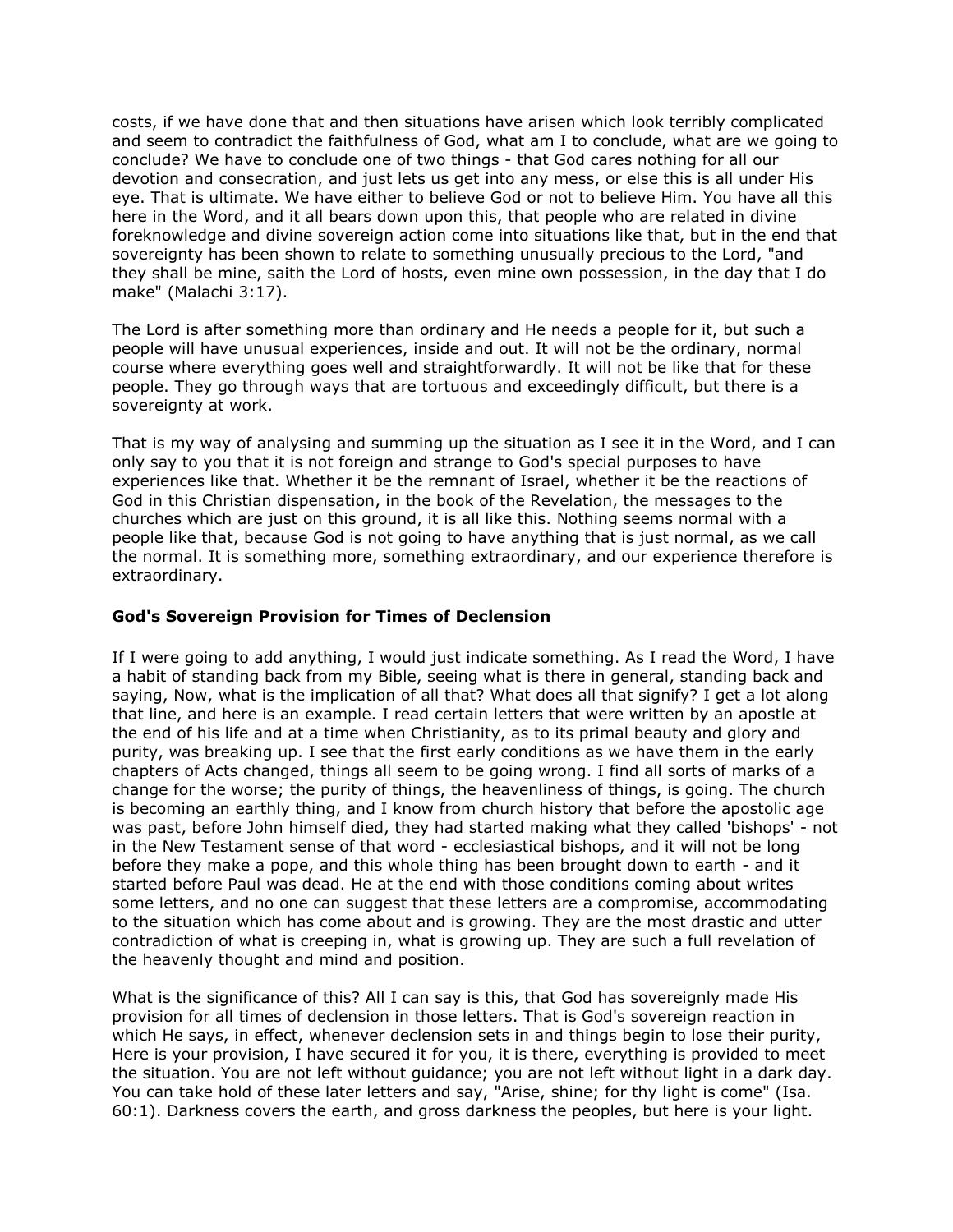costs, if we have done that and then situations have arisen which look terribly complicated and seem to contradict the faithfulness of God, what am I to conclude, what are we going to conclude? We have to conclude one of two things - that God cares nothing for all our devotion and consecration, and just lets us get into any mess, or else this is all under His eye. That is ultimate. We have either to believe God or not to believe Him. You have all this here in the Word, and it all bears down upon this, that people who are related in divine foreknowledge and divine sovereign action come into situations like that, but in the end that sovereignty has been shown to relate to something unusually precious to the Lord, "and they shall be mine, saith the Lord of hosts, even mine own possession, in the day that I do make" (Malachi 3:17).

The Lord is after something more than ordinary and He needs a people for it, but such a people will have unusual experiences, inside and out. It will not be the ordinary, normal course where everything goes well and straightforwardly. It will not be like that for these people. They go through ways that are tortuous and exceedingly difficult, but there is a sovereignty at work.

That is my way of analysing and summing up the situation as I see it in the Word, and I can only say to you that it is not foreign and strange to God's special purposes to have experiences like that. Whether it be the remnant of Israel, whether it be the reactions of God in this Christian dispensation, in the book of the Revelation, the messages to the churches which are just on this ground, it is all like this. Nothing seems normal with a people like that, because God is not going to have anything that is just normal, as we call the normal. It is something more, something extraordinary, and our experience therefore is extraordinary.

### God's Sovereign Provision for Times of Declension

If I were going to add anything, I would just indicate something. As I read the Word, I have a habit of standing back from my Bible, seeing what is there in general, standing back and saying, Now, what is the implication of all that? What does all that signify? I get a lot along that line, and here is an example. I read certain letters that were written by an apostle at the end of his life and at a time when Christianity, as to its primal beauty and glory and purity, was breaking up. I see that the first early conditions as we have them in the early chapters of Acts changed, things all seem to be going wrong. I find all sorts of marks of a change for the worse; the purity of things, the heavenliness of things, is going. The church is becoming an earthly thing, and I know from church history that before the apostolic age was past, before John himself died, they had started making what they called 'bishops' - not in the New Testament sense of that word - ecclesiastical bishops, and it will not be long before they make a pope, and this whole thing has been brought down to earth - and it started before Paul was dead. He at the end with those conditions coming about writes some letters, and no one can suggest that these letters are a compromise, accommodating to the situation which has come about and is growing. They are the most drastic and utter contradiction of what is creeping in, what is growing up. They are such a full revelation of the heavenly thought and mind and position.

What is the significance of this? All I can say is this, that God has sovereignly made His provision for all times of declension in those letters. That is God's sovereign reaction in which He says, in effect, whenever declension sets in and things begin to lose their purity, Here is your provision, I have secured it for you, it is there, everything is provided to meet the situation. You are not left without guidance; you are not left without light in a dark day. You can take hold of these later letters and say, "Arise, shine; for thy light is come" (Isa. 60:1). Darkness covers the earth, and gross darkness the peoples, but here is your light.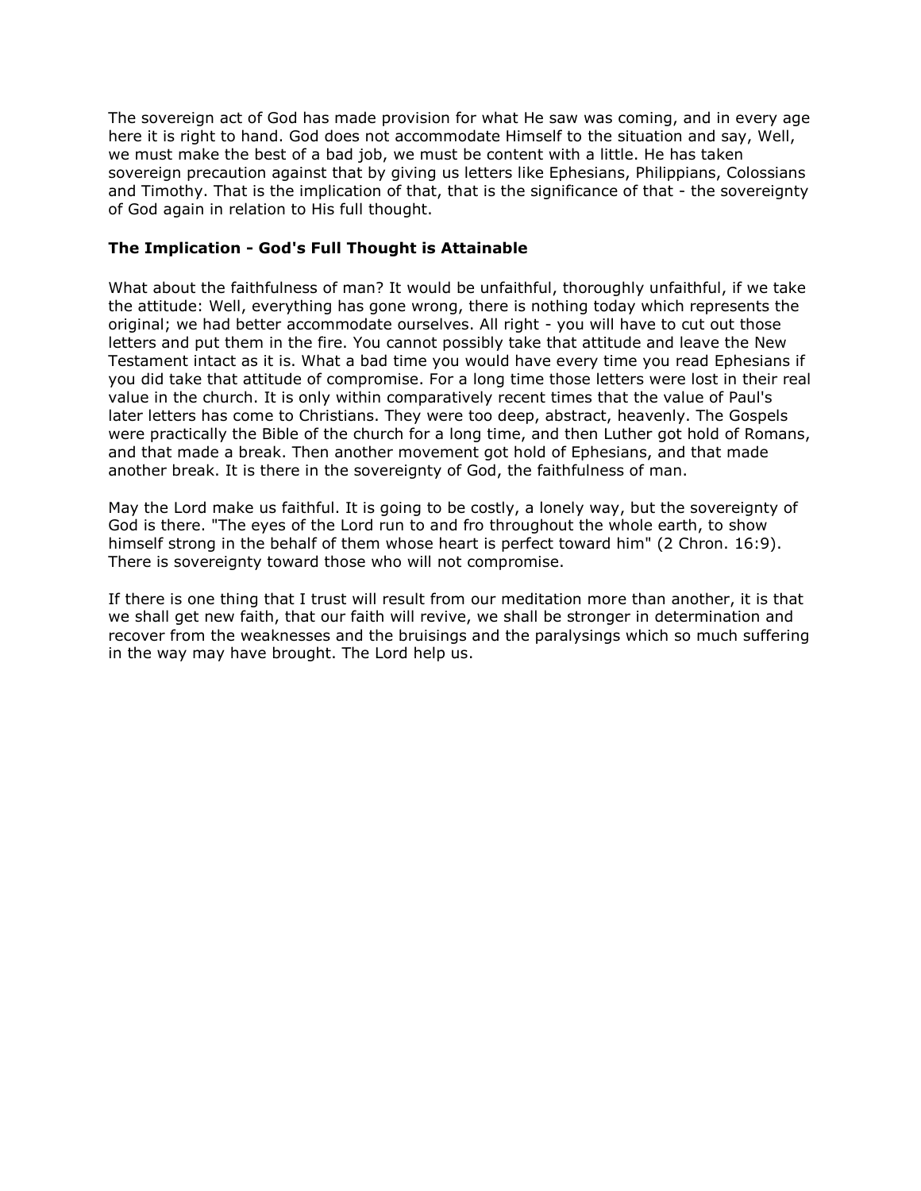The sovereign act of God has made provision for what He saw was coming, and in every age here it is right to hand. God does not accommodate Himself to the situation and say, Well, we must make the best of a bad job, we must be content with a little. He has taken sovereign precaution against that by giving us letters like Ephesians, Philippians, Colossians and Timothy. That is the implication of that, that is the significance of that - the sovereignty of God again in relation to His full thought.

### The Implication - God's Full Thought is Attainable

What about the faithfulness of man? It would be unfaithful, thoroughly unfaithful, if we take the attitude: Well, everything has gone wrong, there is nothing today which represents the original; we had better accommodate ourselves. All right - you will have to cut out those letters and put them in the fire. You cannot possibly take that attitude and leave the New Testament intact as it is. What a bad time you would have every time you read Ephesians if you did take that attitude of compromise. For a long time those letters were lost in their real value in the church. It is only within comparatively recent times that the value of Paul's later letters has come to Christians. They were too deep, abstract, heavenly. The Gospels were practically the Bible of the church for a long time, and then Luther got hold of Romans, and that made a break. Then another movement got hold of Ephesians, and that made another break. It is there in the sovereignty of God, the faithfulness of man.

May the Lord make us faithful. It is going to be costly, a lonely way, but the sovereignty of God is there. "The eyes of the Lord run to and fro throughout the whole earth, to show himself strong in the behalf of them whose heart is perfect toward him" (2 Chron. 16:9). There is sovereignty toward those who will not compromise.

If there is one thing that I trust will result from our meditation more than another, it is that we shall get new faith, that our faith will revive, we shall be stronger in determination and recover from the weaknesses and the bruisings and the paralysings which so much suffering in the way may have brought. The Lord help us.